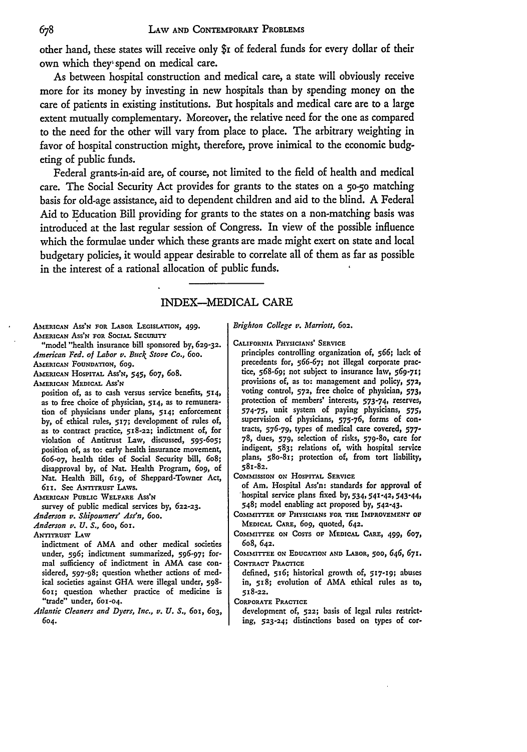other hand, these states will receive only $1 of federal funds for every dollar of their own which they spend on medical care.

As between hospital construction and medical care, a state will obviously receive more for its money by investing in new hospitals than by spending money on the care of patients in existing institutions. But hospitals and medical care are to a large extent mutually complementary. Moreover, the relative need for the one as compared to the need for the other will vary from place to place. The arbitrary weighting in favor of hospital construction might, therefore, prove inimical to the economic budgeting of public funds.

Federal grants-in-aid are, of course, not limited to the field of health and medical care. The Social Security Act provides for grants to the states on a 50-50 matching basis for old-age assistance, aid to dependent children and aid to the blind. A Federal Aid to Education Bill providing for grants to the states on a non-matching basis was introduced at the last regular session of Congress. In view of the possible influence which the formulae under which these grants are made might exert on state and local budgetary policies, it would appear desirable to correlate all of them as far as possible in the interest of a rational allocation of public funds.

---

## INDEX—MEDICAL CARE

AMERICAN ASS'N FOR LABOR LEGISLATION, 499.

AMERICAN ASS'N FOR SOCIAL SECURITY
"model "health insurance bill sponsored by, 629-32.

*American Fed. of Labor v. Buck Stove Co.*, 600.

AMERICAN FOUNDATION, 609.

AMERICAN HOSPITAL ASS'N, 545, 607, 608.

AMERICAN MEDICAL ASS'N
position of, as to cash versus service benefits, 514, as to free choice of physician, 514, as to remuneration of physicians under plans, 514; enforcement by, of ethical rules, 517; development of rules of, as to contract practice, 518-22; indictment of, for violation of Antitrust Law, discussed, 595-605; position of, as to: early health insurance movement, 606-07, health titles of Social Security bill, 608; disapproval by, of Nat. Health Program, 609, of Nat. Health Bill, 619, of Sheppard-Towner Act, 611. See ANTITRUST LAWS.

AMERICAN PUBLIC WELFARE ASS'N
survey of public medical services by, 622-23.

*Anderson v. Shipowners' Ass'n*, 600.

*Anderson v. U. S.*, 600, 601.

ANTITRUST LAW
indictment of AMA and other medical societies under, 596; indictment summarized, 596-97; formal sufficiency of indictment in AMA case considered, 597-98; question whether actions of medical societies against GHA were illegal under, 598-601; question whether practice of medicine is "trade" under, 601-04.

*Atlantic Cleaners and Dyers, Inc., v. U. S.*, 601, 603, 604.

*Brighton College v. Marriott*, 602.

CALIFORNIA PHYSICIANS' SERVICE
principles controlling organization of, 566; lack of precedents for, 566-67; not illegal corporate practice, 568-69; not subject to insurance law, 569-71; provisions of, as to: management and policy, 572, voting control, 572, free choice of physician, 573, protection of members' interests, 573-74, reserves, 574-75, unit system of paying physicians, 575, supervision of physicians, 575-76, forms of contracts, 576-79, types of medical care covered, 577-78, dues, 579, selection of risks, 579-80, care for indigent, 583; relations of, with hospital service plans, 580-81; protection of, from tort liability, 581-82.

COMMISSION ON HOSPITAL SERVICE
of Am. Hospital Ass'n: standards for approval of hospital service plans fixed by, 534, 541-42, 543-44, 548; model enabling act proposed by, 542-43.

COMMITTEE OF PHYSICIANS FOR THE IMPROVEMENT OF MEDICAL CARE, 609, quoted, 642.

COMMITTEE ON COSTS OF MEDICAL CARE, 499, 607, 608, 642.

COMMITTEE ON EDUCATION AND LABOR, 500, 646, 671.

CONTRACT PRACTICE
defined, 516; historical growth of, 517-19; abuses in, 518; evolution of AMA ethical rules as to, 518-22.

CORPORATE PRACTICE
development of, 522; basis of legal rules restricting, 523-24; distinctions based on types of cor-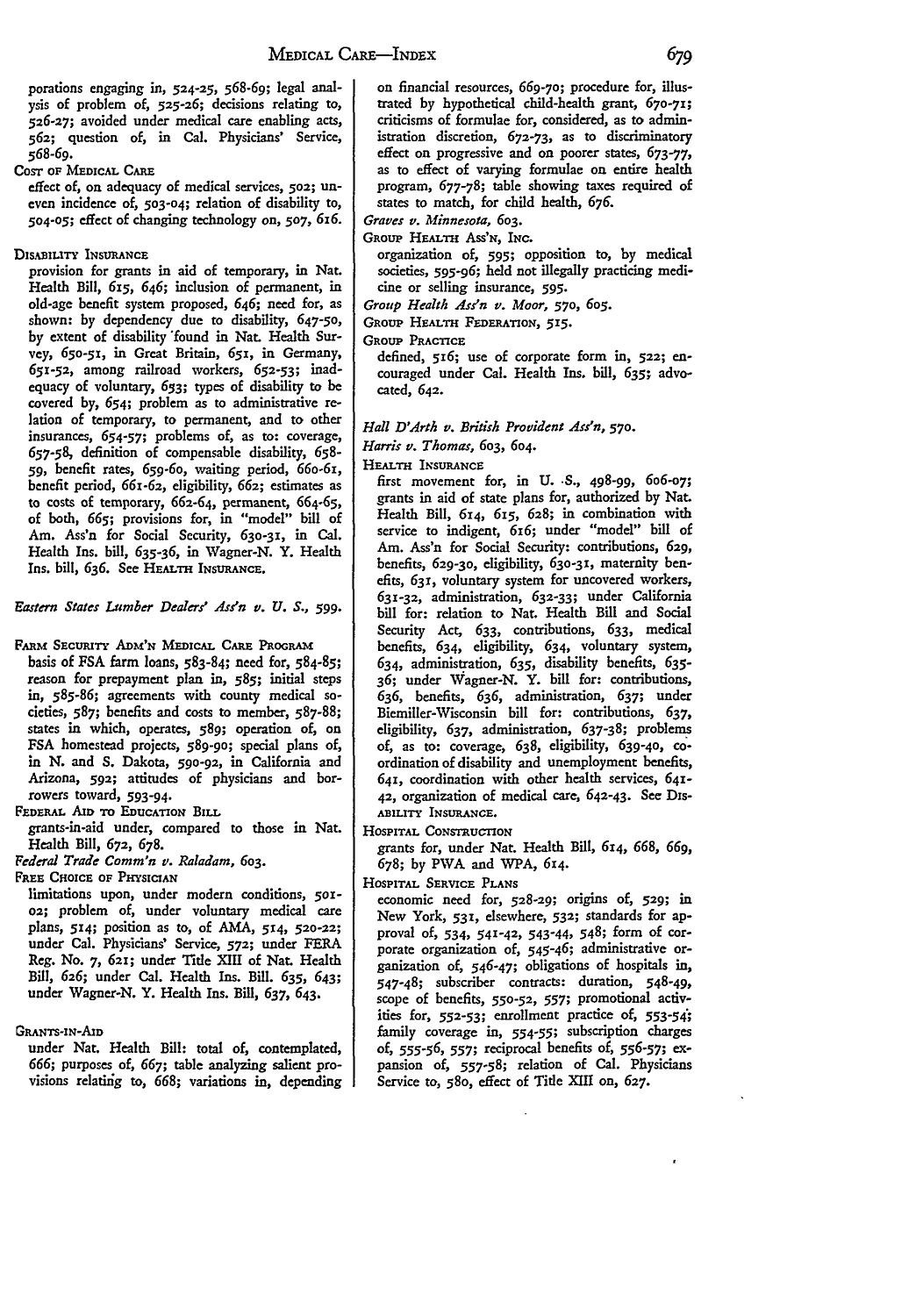porations engaging in, 524-25, 568-69; legal analysis of problem of, 525-26; decisions relating to, 526-27; avoided under medical care enabling acts, 562; question of, in Cal. Physicians' Service, 568-69.

COST OF MEDICAL CARE
effect of, on adequacy of medical services, 502; uneven incidence of, 503-04; relation of disability to, 504-05; effect of changing technology on, 507, 616.

DISABILITY INSURANCE
provision for grants in aid of temporary, in Nat. Health Bill, 615, 646; inclusion of permanent, in old-age benefit system proposed, 646; need for, as shown: by dependency due to disability, 647-50, by extent of disability found in Nat. Health Survey, 650-51, in Great Britain, 651, in Germany, 651-52, among railroad workers, 652-53; inadequacy of voluntary, 653; types of disability to be covered by, 654; problem as to administrative relation of temporary, to permanent, and to other insurances, 654-57; problems of, as to: coverage, 657-58, definition of compensable disability, 658-59, benefit rates, 659-60, waiting period, 660-61, benefit period, 661-62, eligibility, 662; estimates as to costs of temporary, 662-64, permanent, 664-65, of both, 665; provisions for, in "model" bill of Am. Ass'n for Social Security, 630-31, in Cal. Health Ins. bill, 635-36, in Wagner-N. Y. Health Ins. bill, 636. See HEALTH INSURANCE.

*Eastern States Lumber Dealers' Ass'n v. U. S.*, 599.

FARM SECURITY ADM'N MEDICAL CARE PROGRAM
basis of FSA farm loans, 583-84; need for, 584-85; reason for prepayment plan in, 585; initial steps in, 585-86; agreements with county medical societies, 587; benefits and costs to member, 587-88; states in which, operates, 589; operation of, on FSA homestead projects, 589-90; special plans of, in N. and S. Dakota, 590-92, in California and Arizona, 592; attitudes of physicians and borrowers toward, 593-94.

FEDERAL AID TO EDUCATION BILL
grants-in-aid under, compared to those in Nat. Health Bill, 672, 678.

*Federal Trade Comm'n v. Raladam*, 603.

FREE CHOICE OF PHYSICIAN
limitations upon, under modern conditions, 501-02; problem of, under voluntary medical care plans, 514; position as to, of AMA, 514, 520-22; under Cal. Physicians' Service, 572; under FERA Reg. No. 7, 621; under Title XIII of Nat. Health Bill, 626; under Cal. Health Ins. Bill. 635, 643; under Wagner-N. Y. Health Ins. Bill, 637, 643.

GRANTS-IN-AID
under Nat. Health Bill: total of, contemplated, 666; purposes of, 667; table analyzing salient provisions relating to, 668; variations in, depending on financial resources, 669-70; procedure for, illustrated by hypothetical child-health grant, 670-71; criticisms of formulae for, considered, as to administration discretion, 672-73, as to discriminatory effect on progressive and on poorer states, 673-77, as to effect of varying formulae on entire health program, 677-78; table showing taxes required of states to match, for child health, 676.

*Graves v. Minnesota*, 603.

GROUP HEALTH ASS'N, INC.
organization of, 595; opposition to, by medical societies, 595-96; held not illegally practicing medicine or selling insurance, 595.

*Group Health Ass'n v. Moor*, 570, 605.

GROUP HEALTH FEDERATION, 515.

GROUP PRACTICE
defined, 516; use of corporate form in, 522; encouraged under Cal. Health Ins. bill, 635; advocated, 642.

*Hall D'Arth v. British Provident Ass'n*, 570.

*Harris v. Thomas*, 603, 604.

HEALTH INSURANCE
first movement for, in U. S., 498-99, 606-07; grants in aid of state plans for, authorized by Nat. Health Bill, 614, 615, 628; in combination with service to indigent, 616; under "model" bill of Am. Ass'n for Social Security: contributions, 629, benefits, 629-30, eligibility, 630-31, maternity benefits, 631, voluntary system for uncovered workers, 631-32, administration, 632-33; under California bill for: relation to Nat. Health Bill and Social Security Act, 633, contributions, 633, medical benefits, 634, eligibility, 634, voluntary system, 634, administration, 635, disability benefits, 635-36; under Wagner-N. Y. bill for: contributions, 636, benefits, 636, administration, 637; under Biemiller-Wisconsin bill for: contributions, 637, eligibility, 637, administration, 637-38; problems of, as to: coverage, 638, eligibility, 639-40, coordination of disability and unemployment benefits, 641, coordination with other health services, 641-42, organization of medical care, 642-43. See DISABILITY INSURANCE.

HOSPITAL CONSTRUCTION
grants for, under Nat. Health Bill, 614, 668, 669, 678; by PWA and WPA, 614.

HOSPITAL SERVICE PLANS
economic need for, 528-29; origins of, 529; in New York, 531, elsewhere, 532; standards for approval of, 534, 541-42, 543-44, 548; form of corporate organization of, 545-46; administrative organization of, 546-47; obligations of hospitals in, 547-48; subscriber contracts: duration, 548-49, scope of benefits, 550-52, 557; promotional activities for, 552-53; enrollment practice of, 553-54; family coverage in, 554-55; subscription charges of, 555-56, 557; reciprocal benefits of, 556-57; expansion of, 557-58; relation of Cal. Physicians Service to, 580, effect of Title XIII on, 627.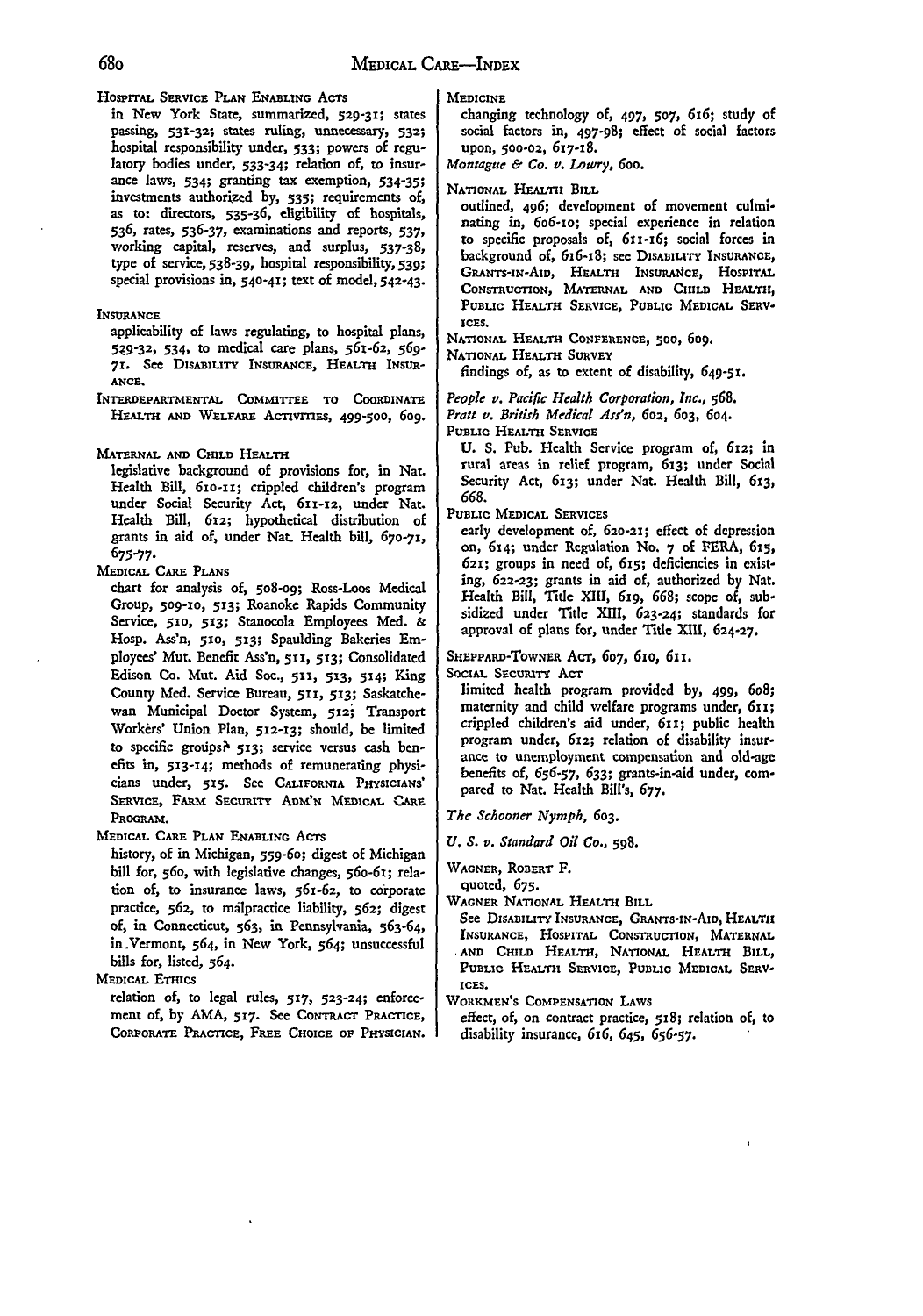HOSPITAL SERVICE PLAN ENABLING ACTS
in New York State, summarized, 529-31; states passing, 531-32; states ruling, unnecessary, 532; hospital responsibility under, 533; powers of regulatory bodies under, 533-34; relation of, to insurance laws, 534; granting tax exemption, 534-35; investments authorized by, 535; requirements of, as to: directors, 535-36, eligibility of hospitals, 536, rates, 536-37, examinations and reports, 537, working capital, reserves, and surplus, 537-38, type of service, 538-39, hospital responsibility, 539; special provisions in, 540-41; text of model, 542-43.

INSURANCE
applicability of laws regulating, to hospital plans, 529-32, 534, to medical care plans, 561-62, 569-71. See DISABILITY INSURANCE, HEALTH INSURANCE.

INTERDEPARTMENTAL COMMITTEE TO COORDINATE HEALTH AND WELFARE ACTIVITIES, 499-500, 609.

MATERNAL AND CHILD HEALTH
legislative background of provisions for, in Nat. Health Bill, 610-11; crippled children's program under Social Security Act, 611-12, under Nat. Health Bill, 612; hypothetical distribution of grants in aid of, under Nat. Health bill, 670-71, 675-77.

MEDICAL CARE PLANS
chart for analysis of, 508-09; Ross-Loos Medical Group, 509-10, 513; Roanoke Rapids Community Service, 510, 513; Stanocola Employees Med. & Hosp. Ass'n, 510, 513; Spaulding Bakeries Employees' Mut. Benefit Ass'n, 511, 513; Consolidated Edison Co. Mut. Aid Soc., 511, 513, 514; King County Med. Service Bureau, 511, 513; Saskatchewan Municipal Doctor System, 512; Transport Workers' Union Plan, 512-13; should, be limited to specific groups? 513; service versus cash benefits in, 513-14; methods of remunerating physicians under, 515. See CALIFORNIA PHYSICIANS' SERVICE, FARM SECURITY ADM'N MEDICAL CARE PROGRAM.

MEDICAL CARE PLAN ENABLING ACTS
history, of in Michigan, 559-60; digest of Michigan bill for, 560, with legislative changes, 560-61; relation of, to insurance laws, 561-62, to corporate practice, 562, to malpractice liability, 562; digest of, in Connecticut, 563, in Pennsylvania, 563-64, in Vermont, 564, in New York, 564; unsuccessful bills for, listed, 564.

MEDICAL ETHICS
relation of, to legal rules, 517, 523-24; enforcement of, by AMA, 517. See CONTRACT PRACTICE, CORPORATE PRACTICE, FREE CHOICE OF PHYSICIAN.

MEDICINE
changing technology of, 497, 507, 616; study of social factors in, 497-98; effect of social factors upon, 500-02, 617-18.

*Montague & Co. v. Lowry*, 600.

NATIONAL HEALTH BILL
outlined, 496; development of movement culminating in, 606-10; special experience in relation to specific proposals of, 611-16; social forces in background of, 616-18; see DISABILITY INSURANCE, GRANTS-IN-AID, HEALTH INSURANCE, HOSPITAL CONSTRUCTION, MATERNAL AND CHILD HEALTH, PUBLIC HEALTH SERVICE, PUBLIC MEDICAL SERVICES.

NATIONAL HEALTH CONFERENCE, 500, 609.

NATIONAL HEALTH SURVEY
findings of, as to extent of disability, 649-51.

*People v. Pacific Health Corporation, Inc.*, 568.

*Pratt v. British Medical Ass'n*, 602, 603, 604.

PUBLIC HEALTH SERVICE
U. S. Pub. Health Service program of, 612; in rural areas in relief program, 613; under Social Security Act, 613; under Nat. Health Bill, 613, 668.

PUBLIC MEDICAL SERVICES
early development of, 620-21; effect of depression on, 614; under Regulation No. 7 of FERA, 615, 621; groups in need of, 615; deficiencies in existing, 622-23; grants in aid of, authorized by Nat. Health Bill, Title XIII, 619, 668; scope of, subsidized under Title XIII, 623-24; standards for approval of plans for, under Title XIII, 624-27.

SHEPPARD-TOWNER ACT, 607, 610, 611.

SOCIAL SECURITY ACT
limited health program provided by, 499, 608; maternity and child welfare programs under, 611; crippled children's aid under, 611; public health program under, 612; relation of disability insurance to unemployment compensation and old-age benefits of, 656-57, 633; grants-in-aid under, compared to Nat. Health Bill's, 677.

*The Schooner Nymph*, 603.

*U. S. v. Standard Oil Co.*, 598.

WAGNER, ROBERT F.
quoted, 675.

WAGNER NATIONAL HEALTH BILL
See DISABILITY INSURANCE, GRANTS-IN-AID, HEALTH INSURANCE, HOSPITAL CONSTRUCTION, MATERNAL AND CHILD HEALTH, NATIONAL HEALTH BILL, PUBLIC HEALTH SERVICE, PUBLIC MEDICAL SERVICES.

WORKMEN'S COMPENSATION LAWS
effect, of, on contract practice, 518; relation of, to disability insurance, 616, 645, 656-57.